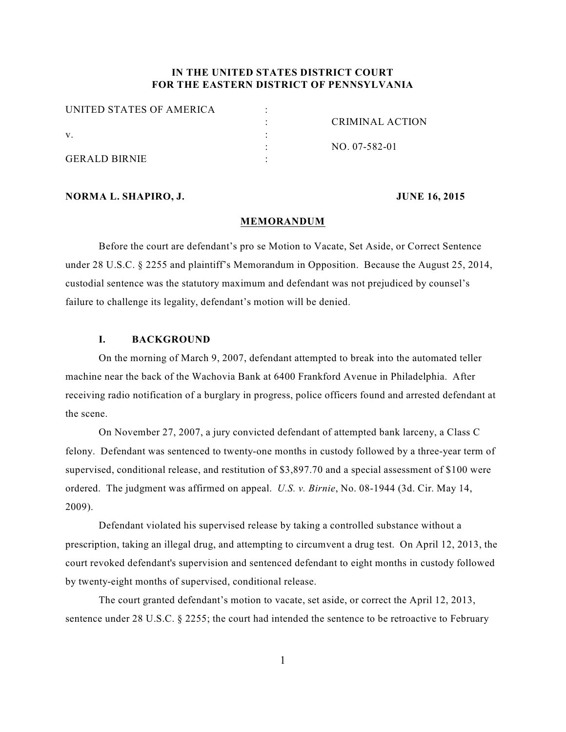**IN THE UNITED STATES DISTRICT COURT**
**FOR THE EASTERN DISTRICT OF PENNSYLVANIA**

| | | |
|---|---|---|
| UNITED STATES OF AMERICA | : | |
| | : | CRIMINAL ACTION |
| v. | : | |
| | : | NO. 07-582-01 |
| GERALD BIRNIE | : | |

**NORMA L. SHAPIRO, J.** **JUNE 16, 2015**

## MEMORANDUM

Before the court are defendant's pro se Motion to Vacate, Set Aside, or Correct Sentence under 28 U.S.C. § 2255 and plaintiff's Memorandum in Opposition. Because the August 25, 2014, custodial sentence was the statutory maximum and defendant was not prejudiced by counsel's failure to challenge its legality, defendant's motion will be denied.

### I. BACKGROUND

On the morning of March 9, 2007, defendant attempted to break into the automated teller machine near the back of the Wachovia Bank at 6400 Frankford Avenue in Philadelphia. After receiving radio notification of a burglary in progress, police officers found and arrested defendant at the scene.

On November 27, 2007, a jury convicted defendant of attempted bank larceny, a Class C felony. Defendant was sentenced to twenty-one months in custody followed by a three-year term of supervised, conditional release, and restitution of $3,897.70 and a special assessment of $100 were ordered. The judgment was affirmed on appeal. *U.S. v. Birnie*, No. 08-1944 (3d. Cir. May 14, 2009).

Defendant violated his supervised release by taking a controlled substance without a prescription, taking an illegal drug, and attempting to circumvent a drug test. On April 12, 2013, the court revoked defendant's supervision and sentenced defendant to eight months in custody followed by twenty-eight months of supervised, conditional release.

The court granted defendant's motion to vacate, set aside, or correct the April 12, 2013, sentence under 28 U.S.C. § 2255; the court had intended the sentence to be retroactive to February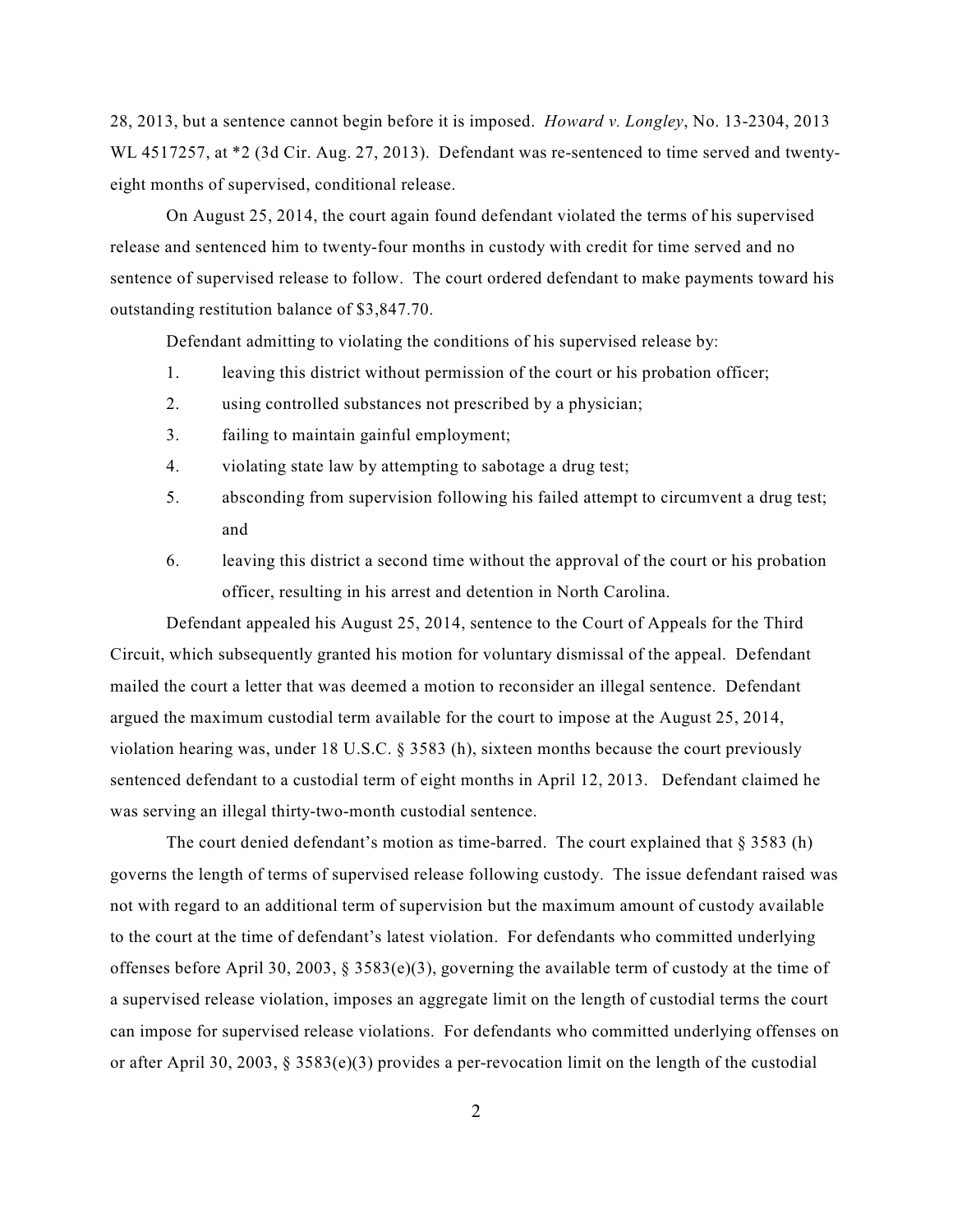28, 2013, but a sentence cannot begin before it is imposed. *Howard v. Longley*, No. 13-2304, 2013 WL 4517257, at *2 (3d Cir. Aug. 27, 2013). Defendant was re-sentenced to time served and twenty-eight months of supervised, conditional release.

On August 25, 2014, the court again found defendant violated the terms of his supervised release and sentenced him to twenty-four months in custody with credit for time served and no sentence of supervised release to follow. The court ordered defendant to make payments toward his outstanding restitution balance of $3,847.70.

Defendant admitting to violating the conditions of his supervised release by:

1. leaving this district without permission of the court or his probation officer;
2. using controlled substances not prescribed by a physician;
3. failing to maintain gainful employment;
4. violating state law by attempting to sabotage a drug test;
5. absconding from supervision following his failed attempt to circumvent a drug test; and
6. leaving this district a second time without the approval of the court or his probation officer, resulting in his arrest and detention in North Carolina.

Defendant appealed his August 25, 2014, sentence to the Court of Appeals for the Third Circuit, which subsequently granted his motion for voluntary dismissal of the appeal. Defendant mailed the court a letter that was deemed a motion to reconsider an illegal sentence. Defendant argued the maximum custodial term available for the court to impose at the August 25, 2014, violation hearing was, under 18 U.S.C. § 3583 (h), sixteen months because the court previously sentenced defendant to a custodial term of eight months in April 12, 2013. Defendant claimed he was serving an illegal thirty-two-month custodial sentence.

The court denied defendant's motion as time-barred. The court explained that § 3583 (h) governs the length of terms of supervised release following custody. The issue defendant raised was not with regard to an additional term of supervision but the maximum amount of custody available to the court at the time of defendant's latest violation. For defendants who committed underlying offenses before April 30, 2003, § 3583(e)(3), governing the available term of custody at the time of a supervised release violation, imposes an aggregate limit on the length of custodial terms the court can impose for supervised release violations. For defendants who committed underlying offenses on or after April 30, 2003, § 3583(e)(3) provides a per-revocation limit on the length of the custodial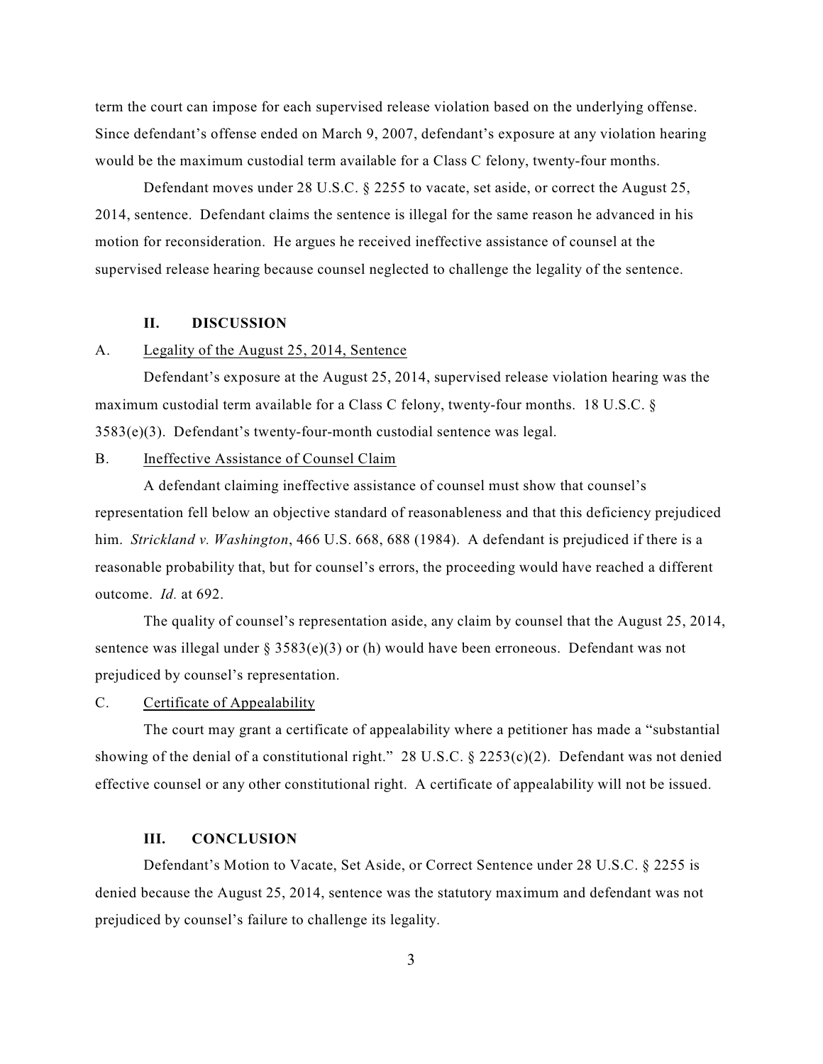term the court can impose for each supervised release violation based on the underlying offense. Since defendant's offense ended on March 9, 2007, defendant's exposure at any violation hearing would be the maximum custodial term available for a Class C felony, twenty-four months.

Defendant moves under 28 U.S.C. § 2255 to vacate, set aside, or correct the August 25, 2014, sentence. Defendant claims the sentence is illegal for the same reason he advanced in his motion for reconsideration. He argues he received ineffective assistance of counsel at the supervised release hearing because counsel neglected to challenge the legality of the sentence.

## II. DISCUSSION

### A. Legality of the August 25, 2014, Sentence

Defendant's exposure at the August 25, 2014, supervised release violation hearing was the maximum custodial term available for a Class C felony, twenty-four months. 18 U.S.C. § 3583(e)(3). Defendant's twenty-four-month custodial sentence was legal.

### B. Ineffective Assistance of Counsel Claim

A defendant claiming ineffective assistance of counsel must show that counsel's representation fell below an objective standard of reasonableness and that this deficiency prejudiced him. *Strickland v. Washington*, 466 U.S. 668, 688 (1984). A defendant is prejudiced if there is a reasonable probability that, but for counsel's errors, the proceeding would have reached a different outcome. *Id.* at 692.

The quality of counsel's representation aside, any claim by counsel that the August 25, 2014, sentence was illegal under § 3583(e)(3) or (h) would have been erroneous. Defendant was not prejudiced by counsel's representation.

### C. Certificate of Appealability

The court may grant a certificate of appealability where a petitioner has made a "substantial showing of the denial of a constitutional right." 28 U.S.C. § 2253(c)(2). Defendant was not denied effective counsel or any other constitutional right. A certificate of appealability will not be issued.

## III. CONCLUSION

Defendant's Motion to Vacate, Set Aside, or Correct Sentence under 28 U.S.C. § 2255 is denied because the August 25, 2014, sentence was the statutory maximum and defendant was not prejudiced by counsel's failure to challenge its legality.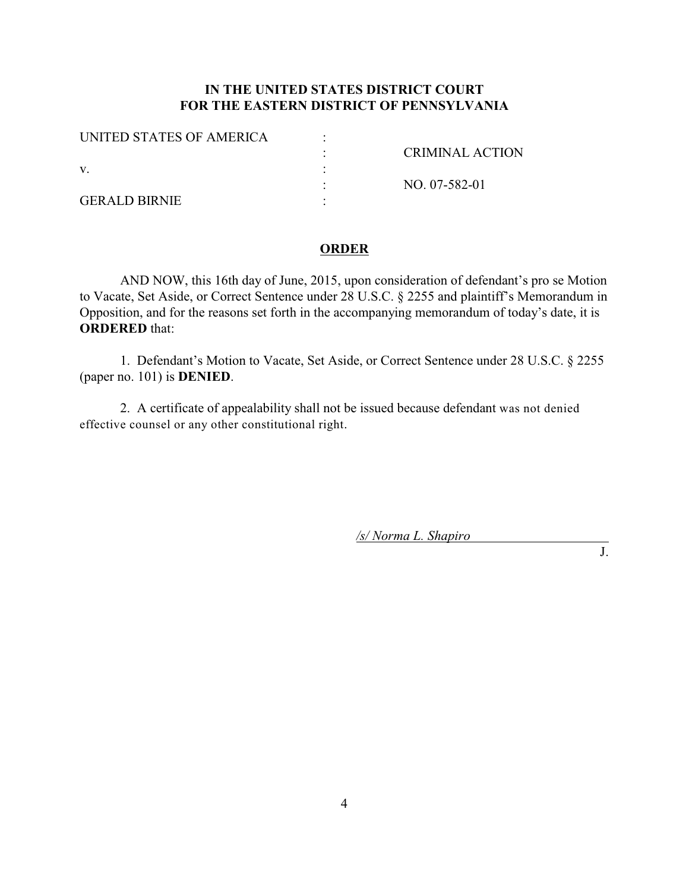**IN THE UNITED STATES DISTRICT COURT**
**FOR THE EASTERN DISTRICT OF PENNSYLVANIA**

| | | |
|---|---|---|
| UNITED STATES OF AMERICA | : | |
| | : | CRIMINAL ACTION |
| v. | : | |
| | : | NO. 07-582-01 |
| GERALD BIRNIE | : | |

**ORDER**

AND NOW, this 16th day of June, 2015, upon consideration of defendant's pro se Motion to Vacate, Set Aside, or Correct Sentence under 28 U.S.C. § 2255 and plaintiff's Memorandum in Opposition, and for the reasons set forth in the accompanying memorandum of today's date, it is **ORDERED** that:

1. Defendant's Motion to Vacate, Set Aside, or Correct Sentence under 28 U.S.C. § 2255 (paper no. 101) is **DENIED**.

2. A certificate of appealability shall not be issued because defendant was not denied effective counsel or any other constitutional right.

*/s/ Norma L. Shapiro*

J.